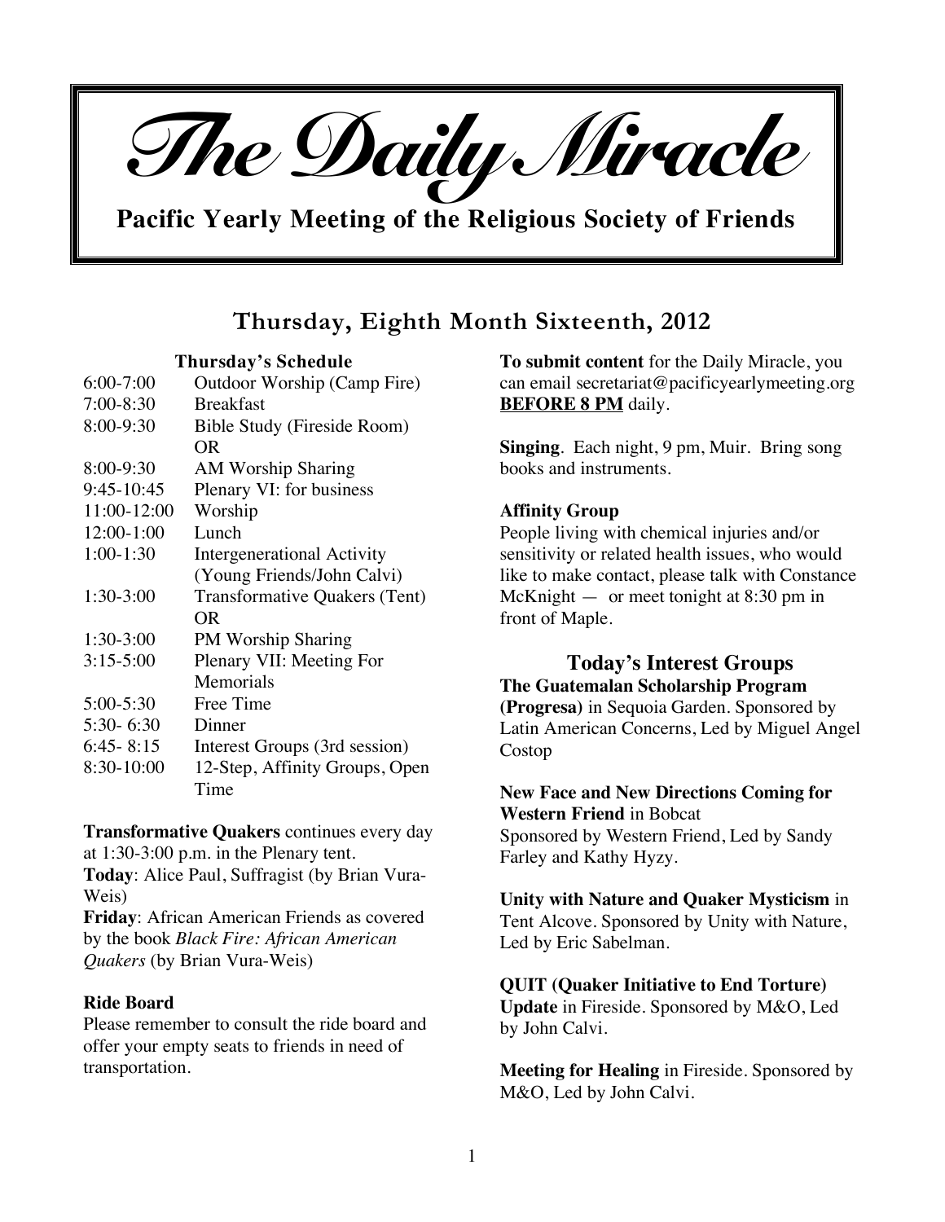# The Daily Miracle

**Pacific Yearly Meeting of the Religious Society of Friends**

## Thursday, Eighth Month Sixteenth, 2012

**Thursday's Schedule**

| | |
|---|---|
| 6:00-7:00 | Outdoor Worship (Camp Fire) |
| 7:00-8:30 | Breakfast |
| 8:00-9:30 | Bible Study (Fireside Room) OR |
| 8:00-9:30 | AM Worship Sharing |
| 9:45-10:45 | Plenary VI: for business |
| 11:00-12:00 | Worship |
| 12:00-1:00 | Lunch |
| 1:00-1:30 | Intergenerational Activity (Young Friends/John Calvi) |
| 1:30-3:00 | Transformative Quakers (Tent) OR |
| 1:30-3:00 | PM Worship Sharing |
| 3:15-5:00 | Plenary VII: Meeting For Memorials |
| 5:00-5:30 | Free Time |
| 5:30- 6:30 | Dinner |
| 6:45- 8:15 | Interest Groups (3rd session) |
| 8:30-10:00 | 12-Step, Affinity Groups, Open Time |

**Transformative Quakers** continues every day at 1:30-3:00 p.m. in the Plenary tent.
**Today**: Alice Paul, Suffragist (by Brian Vura-Weis)
**Friday**: African American Friends as covered by the book *Black Fire: African American Quakers* (by Brian Vura-Weis)

**Ride Board**
Please remember to consult the ride board and offer your empty seats to friends in need of transportation.

**To submit content** for the Daily Miracle, you can email secretariat@pacificyearlymeeting.org **BEFORE 8 PM** daily.

**Singing**. Each night, 9 pm, Muir. Bring song books and instruments.

**Affinity Group**
People living with chemical injuries and/or sensitivity or related health issues, who would like to make contact, please talk with Constance McKnight — or meet tonight at 8:30 pm in front of Maple.

### Today's Interest Groups

**The Guatemalan Scholarship Program (Progresa)** in Sequoia Garden. Sponsored by Latin American Concerns, Led by Miguel Angel Costop

**New Face and New Directions Coming for Western Friend** in Bobcat
Sponsored by Western Friend, Led by Sandy Farley and Kathy Hyzy.

**Unity with Nature and Quaker Mysticism** in Tent Alcove. Sponsored by Unity with Nature, Led by Eric Sabelman.

**QUIT (Quaker Initiative to End Torture) Update** in Fireside. Sponsored by M&O, Led by John Calvi.

**Meeting for Healing** in Fireside. Sponsored by M&O, Led by John Calvi.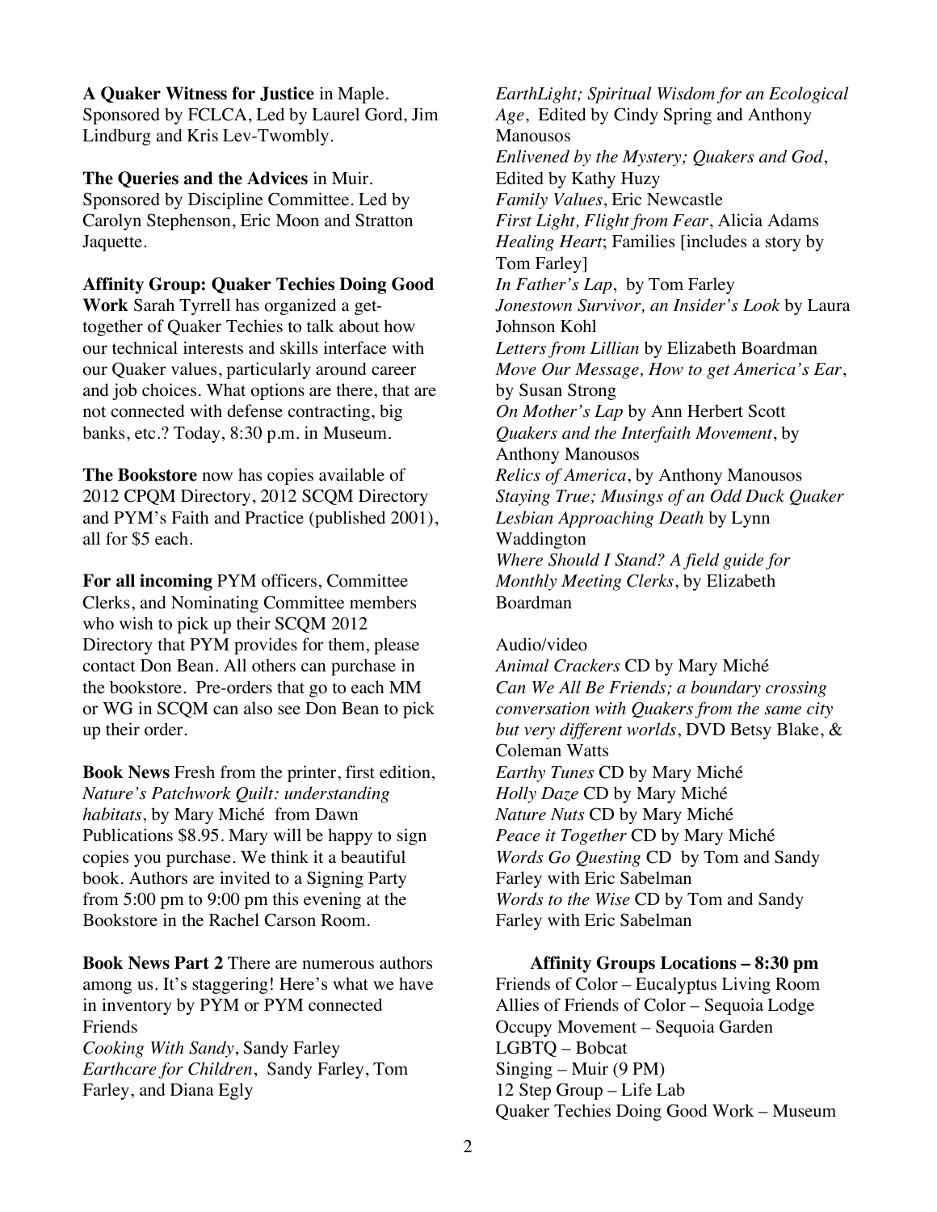**A Quaker Witness for Justice** in Maple. Sponsored by FCLCA, Led by Laurel Gord, Jim Lindburg and Kris Lev-Twombly.

**The Queries and the Advices** in Muir. Sponsored by Discipline Committee. Led by Carolyn Stephenson, Eric Moon and Stratton Jaquette.

**Affinity Group: Quaker Techies Doing Good Work** Sarah Tyrrell has organized a get-together of Quaker Techies to talk about how our technical interests and skills interface with our Quaker values, particularly around career and job choices. What options are there, that are not connected with defense contracting, big banks, etc.? Today, 8:30 p.m. in Museum.

**The Bookstore** now has copies available of 2012 CPQM Directory, 2012 SCQM Directory and PYM's Faith and Practice (published 2001), all for $5 each.

**For all incoming** PYM officers, Committee Clerks, and Nominating Committee members who wish to pick up their SCQM 2012 Directory that PYM provides for them, please contact Don Bean. All others can purchase in the bookstore. Pre-orders that go to each MM or WG in SCQM can also see Don Bean to pick up their order.

**Book News** Fresh from the printer, first edition, *Nature's Patchwork Quilt: understanding habitats*, by Mary Miché from Dawn Publications $8.95. Mary will be happy to sign copies you purchase. We think it a beautiful book. Authors are invited to a Signing Party from 5:00 pm to 9:00 pm this evening at the Bookstore in the Rachel Carson Room.

**Book News Part 2** There are numerous authors among us. It's staggering! Here's what we have in inventory by PYM or PYM connected Friends

*Cooking With Sandy*, Sandy Farley
*Earthcare for Children*, Sandy Farley, Tom Farley, and Diana Egly
*EarthLight; Spiritual Wisdom for an Ecological Age*, Edited by Cindy Spring and Anthony Manousos
*Enlivened by the Mystery; Quakers and God*, Edited by Kathy Huzy
*Family Values*, Eric Newcastle
*First Light, Flight from Fear*, Alicia Adams
*Healing Heart*; Families [includes a story by Tom Farley]
*In Father's Lap*, by Tom Farley
*Jonestown Survivor, an Insider's Look* by Laura Johnson Kohl
*Letters from Lillian* by Elizabeth Boardman
*Move Our Message, How to get America's Ear*, by Susan Strong
*On Mother's Lap* by Ann Herbert Scott
*Quakers and the Interfaith Movement*, by Anthony Manousos
*Relics of America*, by Anthony Manousos
*Staying True; Musings of an Odd Duck Quaker Lesbian Approaching Death* by Lynn Waddington
*Where Should I Stand? A field guide for Monthly Meeting Clerks*, by Elizabeth Boardman

Audio/video
*Animal Crackers* CD by Mary Miché
*Can We All Be Friends; a boundary crossing conversation with Quakers from the same city but very different worlds*, DVD Betsy Blake, & Coleman Watts
*Earthy Tunes* CD by Mary Miché
*Holly Daze* CD by Mary Miché
*Nature Nuts* CD by Mary Miché
*Peace it Together* CD by Mary Miché
*Words Go Questing* CD by Tom and Sandy Farley with Eric Sabelman
*Words to the Wise* CD by Tom and Sandy Farley with Eric Sabelman

**Affinity Groups Locations – 8:30 pm**

Friends of Color – Eucalyptus Living Room
Allies of Friends of Color – Sequoia Lodge
Occupy Movement – Sequoia Garden
LGBTQ – Bobcat
Singing – Muir (9 PM)
12 Step Group – Life Lab
Quaker Techies Doing Good Work – Museum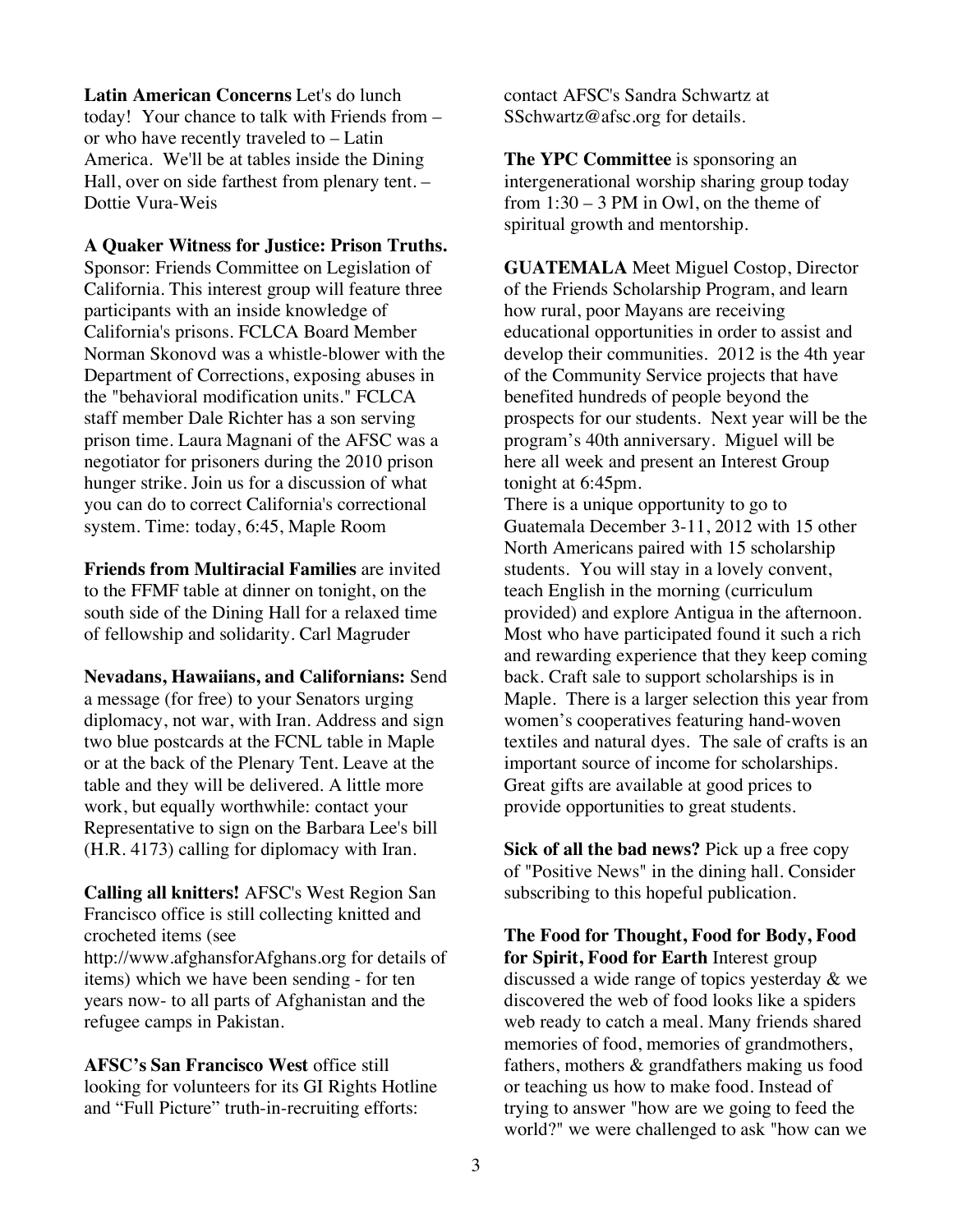**Latin American Concerns** Let's do lunch today! Your chance to talk with Friends from – or who have recently traveled to – Latin America. We'll be at tables inside the Dining Hall, over on side farthest from plenary tent. – Dottie Vura-Weis

**A Quaker Witness for Justice: Prison Truths.** Sponsor: Friends Committee on Legislation of California. This interest group will feature three participants with an inside knowledge of California's prisons. FCLCA Board Member Norman Skonovd was a whistle-blower with the Department of Corrections, exposing abuses in the "behavioral modification units." FCLCA staff member Dale Richter has a son serving prison time. Laura Magnani of the AFSC was a negotiator for prisoners during the 2010 prison hunger strike. Join us for a discussion of what you can do to correct California's correctional system. Time: today, 6:45, Maple Room

**Friends from Multiracial Families** are invited to the FFMF table at dinner on tonight, on the south side of the Dining Hall for a relaxed time of fellowship and solidarity. Carl Magruder

**Nevadans, Hawaiians, and Californians:** Send a message (for free) to your Senators urging diplomacy, not war, with Iran. Address and sign two blue postcards at the FCNL table in Maple or at the back of the Plenary Tent. Leave at the table and they will be delivered. A little more work, but equally worthwhile: contact your Representative to sign on the Barbara Lee's bill (H.R. 4173) calling for diplomacy with Iran.

**Calling all knitters!** AFSC's West Region San Francisco office is still collecting knitted and crocheted items (see http://www.afghansforAfghans.org for details of items) which we have been sending - for ten years now- to all parts of Afghanistan and the refugee camps in Pakistan.

**AFSC's San Francisco West** office still looking for volunteers for its GI Rights Hotline and "Full Picture" truth-in-recruiting efforts: contact AFSC's Sandra Schwartz at SSchwartz@afsc.org for details.

**The YPC Committee** is sponsoring an intergenerational worship sharing group today from 1:30 – 3 PM in Owl, on the theme of spiritual growth and mentorship.

**GUATEMALA** Meet Miguel Costop, Director of the Friends Scholarship Program, and learn how rural, poor Mayans are receiving educational opportunities in order to assist and develop their communities. 2012 is the 4th year of the Community Service projects that have benefited hundreds of people beyond the prospects for our students. Next year will be the program's 40th anniversary. Miguel will be here all week and present an Interest Group tonight at 6:45pm.

There is a unique opportunity to go to Guatemala December 3-11, 2012 with 15 other North Americans paired with 15 scholarship students. You will stay in a lovely convent, teach English in the morning (curriculum provided) and explore Antigua in the afternoon. Most who have participated found it such a rich and rewarding experience that they keep coming back. Craft sale to support scholarships is in Maple. There is a larger selection this year from women's cooperatives featuring hand-woven textiles and natural dyes. The sale of crafts is an important source of income for scholarships. Great gifts are available at good prices to provide opportunities to great students.

**Sick of all the bad news?** Pick up a free copy of "Positive News" in the dining hall. Consider subscribing to this hopeful publication.

**The Food for Thought, Food for Body, Food for Spirit, Food for Earth** Interest group discussed a wide range of topics yesterday & we discovered the web of food looks like a spiders web ready to catch a meal. Many friends shared memories of food, memories of grandmothers, fathers, mothers & grandfathers making us food or teaching us how to make food. Instead of trying to answer "how are we going to feed the world?" we were challenged to ask "how can we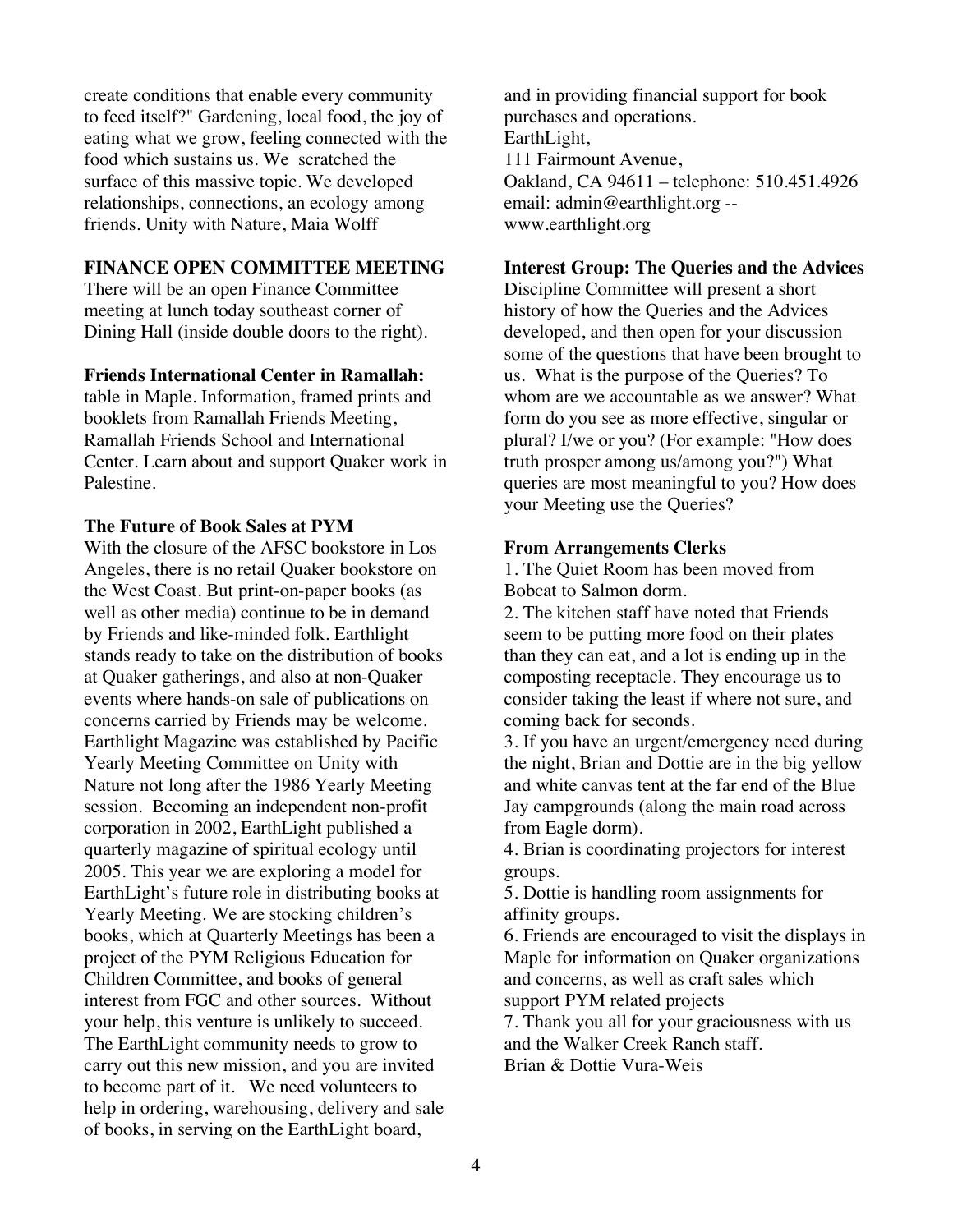create conditions that enable every community to feed itself?" Gardening, local food, the joy of eating what we grow, feeling connected with the food which sustains us. We scratched the surface of this massive topic. We developed relationships, connections, an ecology among friends. Unity with Nature, Maia Wolff

**FINANCE OPEN COMMITTEE MEETING**

There will be an open Finance Committee meeting at lunch today southeast corner of Dining Hall (inside double doors to the right).

**Friends International Center in Ramallah:**

table in Maple. Information, framed prints and booklets from Ramallah Friends Meeting, Ramallah Friends School and International Center. Learn about and support Quaker work in Palestine.

**The Future of Book Sales at PYM**

With the closure of the AFSC bookstore in Los Angeles, there is no retail Quaker bookstore on the West Coast. But print-on-paper books (as well as other media) continue to be in demand by Friends and like-minded folk. Earthlight stands ready to take on the distribution of books at Quaker gatherings, and also at non-Quaker events where hands-on sale of publications on concerns carried by Friends may be welcome. Earthlight Magazine was established by Pacific Yearly Meeting Committee on Unity with Nature not long after the 1986 Yearly Meeting session. Becoming an independent non-profit corporation in 2002, EarthLight published a quarterly magazine of spiritual ecology until 2005. This year we are exploring a model for EarthLight's future role in distributing books at Yearly Meeting. We are stocking children's books, which at Quarterly Meetings has been a project of the PYM Religious Education for Children Committee, and books of general interest from FGC and other sources. Without your help, this venture is unlikely to succeed. The EarthLight community needs to grow to carry out this new mission, and you are invited to become part of it. We need volunteers to help in ordering, warehousing, delivery and sale of books, in serving on the EarthLight board, and in providing financial support for book purchases and operations.
EarthLight,
111 Fairmount Avenue,
Oakland, CA 94611 – telephone: 510.451.4926
email: admin@earthlight.org --
www.earthlight.org

**Interest Group: The Queries and the Advices**

Discipline Committee will present a short history of how the Queries and the Advices developed, and then open for your discussion some of the questions that have been brought to us. What is the purpose of the Queries? To whom are we accountable as we answer? What form do you see as more effective, singular or plural? I/we or you? (For example: "How does truth prosper among us/among you?") What queries are most meaningful to you? How does your Meeting use the Queries?

**From Arrangements Clerks**

1. The Quiet Room has been moved from Bobcat to Salmon dorm.
2. The kitchen staff have noted that Friends seem to be putting more food on their plates than they can eat, and a lot is ending up in the composting receptacle. They encourage us to consider taking the least if where not sure, and coming back for seconds.
3. If you have an urgent/emergency need during the night, Brian and Dottie are in the big yellow and white canvas tent at the far end of the Blue Jay campgrounds (along the main road across from Eagle dorm).
4. Brian is coordinating projectors for interest groups.
5. Dottie is handling room assignments for affinity groups.
6. Friends are encouraged to visit the displays in Maple for information on Quaker organizations and concerns, as well as craft sales which support PYM related projects
7. Thank you all for your graciousness with us and the Walker Creek Ranch staff.

Brian & Dottie Vura-Weis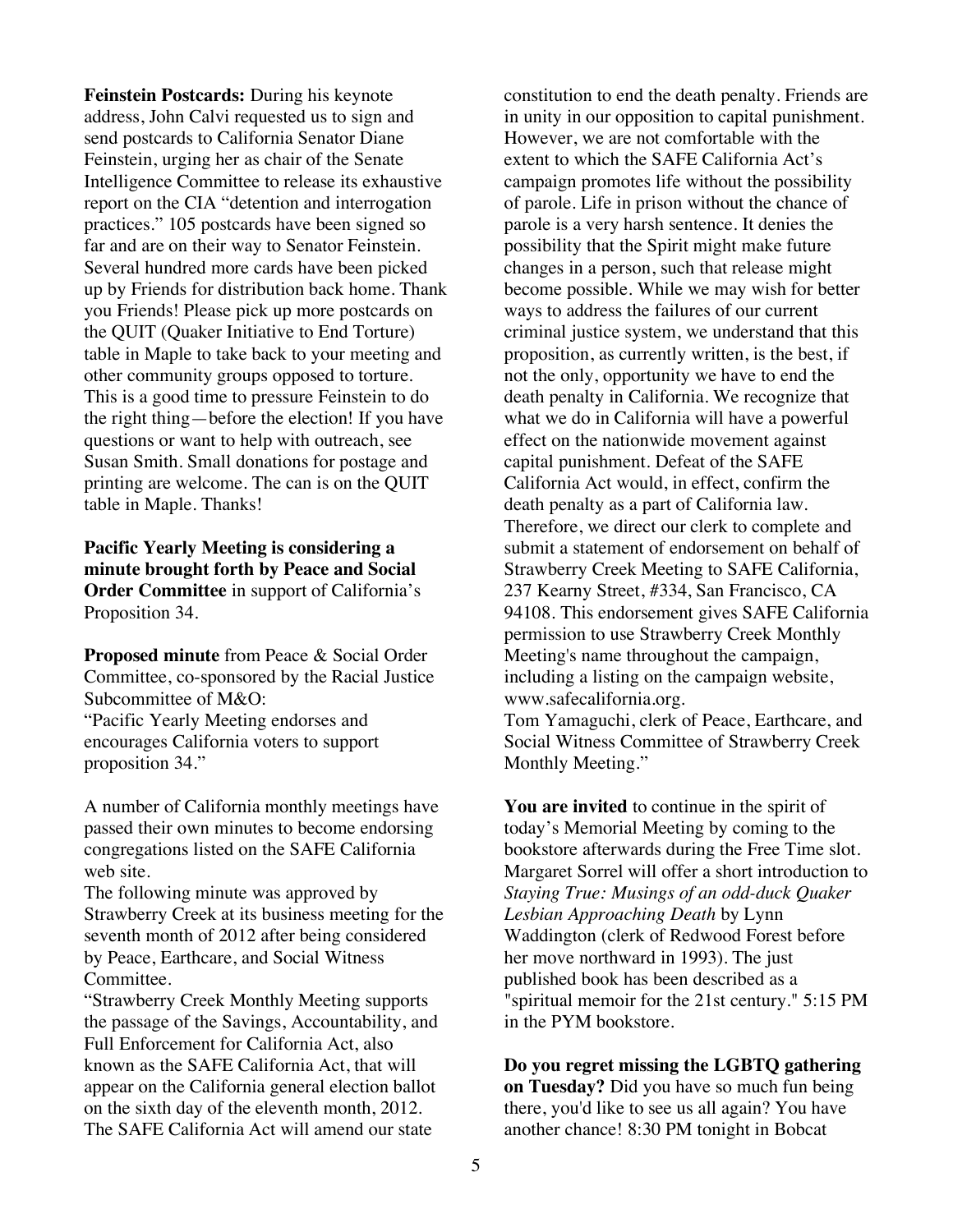**Feinstein Postcards:** During his keynote address, John Calvi requested us to sign and send postcards to California Senator Diane Feinstein, urging her as chair of the Senate Intelligence Committee to release its exhaustive report on the CIA "detention and interrogation practices." 105 postcards have been signed so far and are on their way to Senator Feinstein. Several hundred more cards have been picked up by Friends for distribution back home. Thank you Friends! Please pick up more postcards on the QUIT (Quaker Initiative to End Torture) table in Maple to take back to your meeting and other community groups opposed to torture. This is a good time to pressure Feinstein to do the right thing—before the election! If you have questions or want to help with outreach, see Susan Smith. Small donations for postage and printing are welcome. The can is on the QUIT table in Maple. Thanks!

**Pacific Yearly Meeting is considering a minute brought forth by Peace and Social Order Committee** in support of California's Proposition 34.

**Proposed minute** from Peace & Social Order Committee, co-sponsored by the Racial Justice Subcommittee of M&O:
"Pacific Yearly Meeting endorses and encourages California voters to support proposition 34."

A number of California monthly meetings have passed their own minutes to become endorsing congregations listed on the SAFE California web site.
The following minute was approved by Strawberry Creek at its business meeting for the seventh month of 2012 after being considered by Peace, Earthcare, and Social Witness Committee.
"Strawberry Creek Monthly Meeting supports the passage of the Savings, Accountability, and Full Enforcement for California Act, also known as the SAFE California Act, that will appear on the California general election ballot on the sixth day of the eleventh month, 2012. The SAFE California Act will amend our state constitution to end the death penalty. Friends are in unity in our opposition to capital punishment. However, we are not comfortable with the extent to which the SAFE California Act's campaign promotes life without the possibility of parole. Life in prison without the chance of parole is a very harsh sentence. It denies the possibility that the Spirit might make future changes in a person, such that release might become possible. While we may wish for better ways to address the failures of our current criminal justice system, we understand that this proposition, as currently written, is the best, if not the only, opportunity we have to end the death penalty in California. We recognize that what we do in California will have a powerful effect on the nationwide movement against capital punishment. Defeat of the SAFE California Act would, in effect, confirm the death penalty as a part of California law. Therefore, we direct our clerk to complete and submit a statement of endorsement on behalf of Strawberry Creek Meeting to SAFE California, 237 Kearny Street, #334, San Francisco, CA 94108. This endorsement gives SAFE California permission to use Strawberry Creek Monthly Meeting's name throughout the campaign, including a listing on the campaign website, www.safecalifornia.org.
Tom Yamaguchi, clerk of Peace, Earthcare, and Social Witness Committee of Strawberry Creek Monthly Meeting."

**You are invited** to continue in the spirit of today's Memorial Meeting by coming to the bookstore afterwards during the Free Time slot. Margaret Sorrel will offer a short introduction to *Staying True: Musings of an odd-duck Quaker Lesbian Approaching Death* by Lynn Waddington (clerk of Redwood Forest before her move northward in 1993). The just published book has been described as a "spiritual memoir for the 21st century." 5:15 PM in the PYM bookstore.

**Do you regret missing the LGBTQ gathering on Tuesday?** Did you have so much fun being there, you'd like to see us all again? You have another chance! 8:30 PM tonight in Bobcat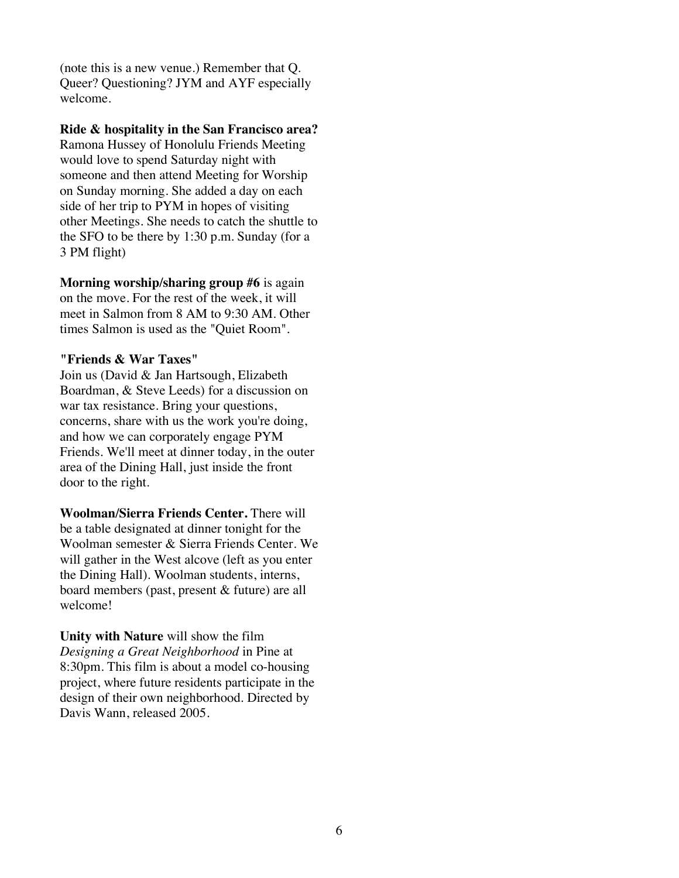(note this is a new venue.) Remember that Q. Queer? Questioning? JYM and AYF especially welcome.

**Ride & hospitality in the San Francisco area?** Ramona Hussey of Honolulu Friends Meeting would love to spend Saturday night with someone and then attend Meeting for Worship on Sunday morning. She added a day on each side of her trip to PYM in hopes of visiting other Meetings. She needs to catch the shuttle to the SFO to be there by 1:30 p.m. Sunday (for a 3 PM flight)

**Morning worship/sharing group #6** is again on the move. For the rest of the week, it will meet in Salmon from 8 AM to 9:30 AM. Other times Salmon is used as the "Quiet Room".

**"Friends & War Taxes"**
Join us (David & Jan Hartsough, Elizabeth Boardman, & Steve Leeds) for a discussion on war tax resistance. Bring your questions, concerns, share with us the work you're doing, and how we can corporately engage PYM Friends. We'll meet at dinner today, in the outer area of the Dining Hall, just inside the front door to the right.

**Woolman/Sierra Friends Center.** There will be a table designated at dinner tonight for the Woolman semester & Sierra Friends Center. We will gather in the West alcove (left as you enter the Dining Hall). Woolman students, interns, board members (past, present & future) are all welcome!

**Unity with Nature** will show the film *Designing a Great Neighborhood* in Pine at 8:30pm. This film is about a model co-housing project, where future residents participate in the design of their own neighborhood. Directed by Davis Wann, released 2005.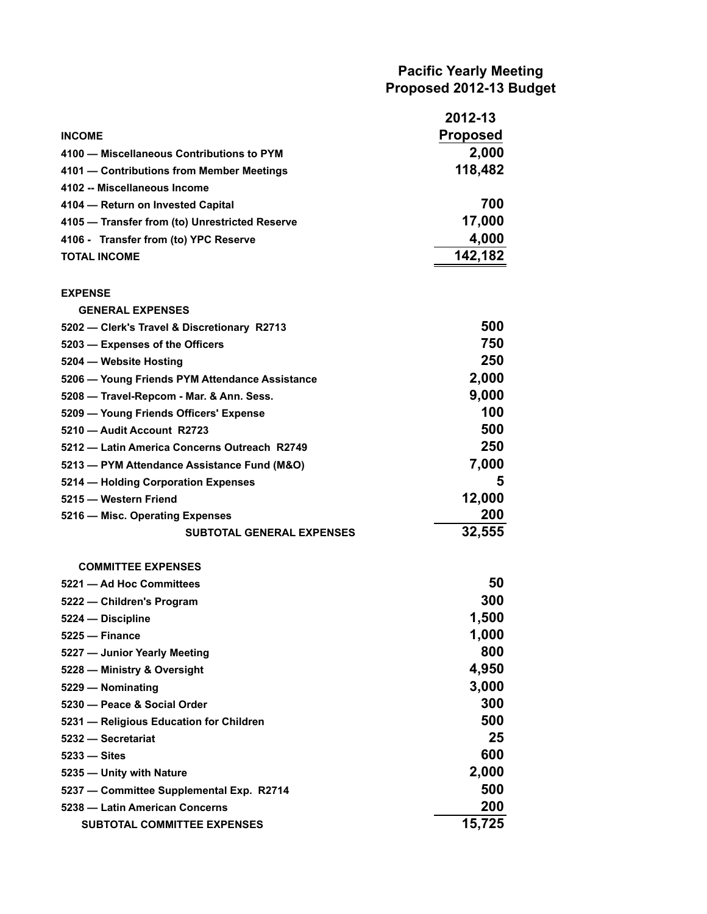## Pacific Yearly Meeting
## Proposed 2012-13 Budget

| | 2012-13 Proposed |
|---|---|
| **INCOME** | |
| 4100 — Miscellaneous Contributions to PYM | 2,000 |
| 4101 — Contributions from Member Meetings | 118,482 |
| 4102 -- Miscellaneous Income | |
| 4104 — Return on Invested Capital | 700 |
| 4105 — Transfer from (to) Unrestricted Reserve | 17,000 |
| 4106 - Transfer from (to) YPC Reserve | 4,000 |
| **TOTAL INCOME** | **142,182** |
| | |
| **EXPENSE** | |
| **GENERAL EXPENSES** | |
| 5202 — Clerk's Travel & Discretionary R2713 | 500 |
| 5203 — Expenses of the Officers | 750 |
| 5204 — Website Hosting | 250 |
| 5206 — Young Friends PYM Attendance Assistance | 2,000 |
| 5208 — Travel-Repcom - Mar. & Ann. Sess. | 9,000 |
| 5209 — Young Friends Officers' Expense | 100 |
| 5210 — Audit Account R2723 | 500 |
| 5212 — Latin America Concerns Outreach R2749 | 250 |
| 5213 — PYM Attendance Assistance Fund (M&O) | 7,000 |
| 5214 — Holding Corporation Expenses | 5 |
| 5215 — Western Friend | 12,000 |
| 5216 — Misc. Operating Expenses | 200 |
| **SUBTOTAL GENERAL EXPENSES** | **32,555** |
| | |
| **COMMITTEE EXPENSES** | |
| 5221 — Ad Hoc Committees | 50 |
| 5222 — Children's Program | 300 |
| 5224 — Discipline | 1,500 |
| 5225 — Finance | 1,000 |
| 5227 — Junior Yearly Meeting | 800 |
| 5228 — Ministry & Oversight | 4,950 |
| 5229 — Nominating | 3,000 |
| 5230 — Peace & Social Order | 300 |
| 5231 — Religious Education for Children | 500 |
| 5232 — Secretariat | 25 |
| 5233 — Sites | 600 |
| 5235 — Unity with Nature | 2,000 |
| 5237 — Committee Supplemental Exp. R2714 | 500 |
| 5238 — Latin American Concerns | 200 |
| **SUBTOTAL COMMITTEE EXPENSES** | **15,725** |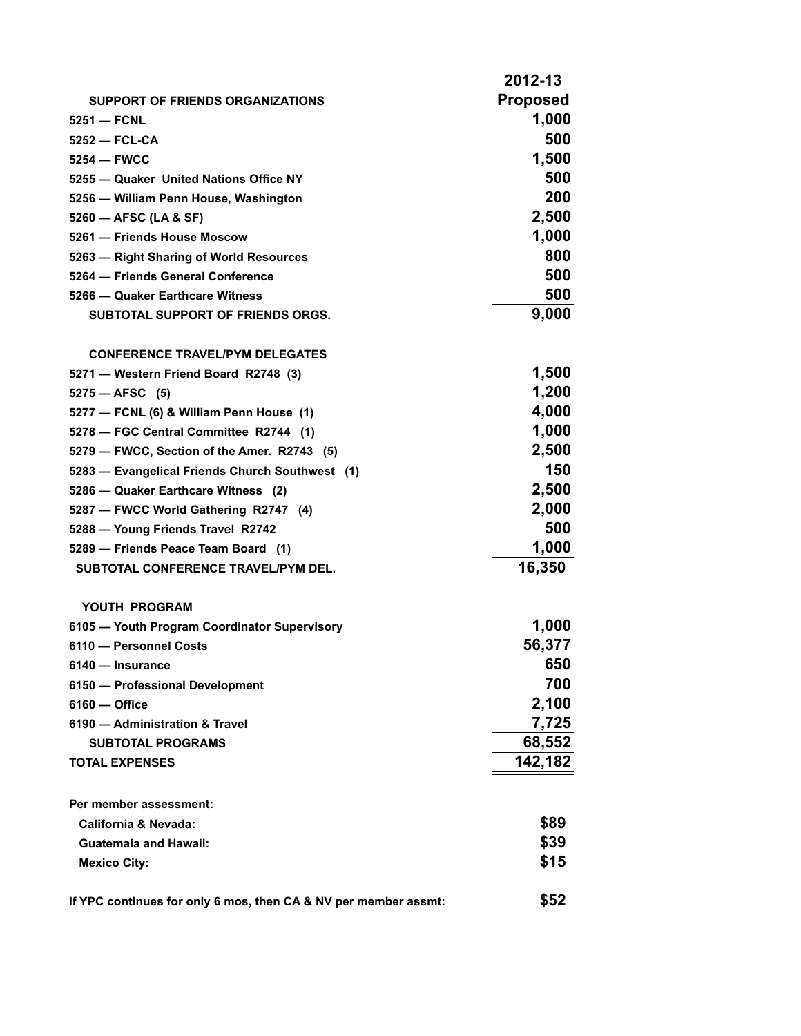| | 2012-13 Proposed |
|---|---|
| **SUPPORT OF FRIENDS ORGANIZATIONS** | |
| 5251 — FCNL | 1,000 |
| 5252 — FCL-CA | 500 |
| 5254 — FWCC | 1,500 |
| 5255 — Quaker United Nations Office NY | 500 |
| 5256 — William Penn House, Washington | 200 |
| 5260 — AFSC (LA & SF) | 2,500 |
| 5261 — Friends House Moscow | 1,000 |
| 5263 — Right Sharing of World Resources | 800 |
| 5264 — Friends General Conference | 500 |
| 5266 — Quaker Earthcare Witness | 500 |
| SUBTOTAL SUPPORT OF FRIENDS ORGS. | 9,000 |
| | |
| **CONFERENCE TRAVEL/PYM DELEGATES** | |
| 5271 — Western Friend Board R2748 (3) | 1,500 |
| 5275 — AFSC (5) | 1,200 |
| 5277 — FCNL (6) & William Penn House (1) | 4,000 |
| 5278 — FGC Central Committee R2744 (1) | 1,000 |
| 5279 — FWCC, Section of the Amer. R2743 (5) | 2,500 |
| 5283 — Evangelical Friends Church Southwest (1) | 150 |
| 5286 — Quaker Earthcare Witness (2) | 2,500 |
| 5287 — FWCC World Gathering R2747 (4) | 2,000 |
| 5288 — Young Friends Travel R2742 | 500 |
| 5289 — Friends Peace Team Board (1) | 1,000 |
| SUBTOTAL CONFERENCE TRAVEL/PYM DEL. | 16,350 |
| | |
| **YOUTH PROGRAM** | |
| 6105 — Youth Program Coordinator Supervisory | 1,000 |
| 6110 — Personnel Costs | 56,377 |
| 6140 — Insurance | 650 |
| 6150 — Professional Development | 700 |
| 6160 — Office | 2,100 |
| 6190 — Administration & Travel | 7,725 |
| SUBTOTAL PROGRAMS | 68,552 |
| **TOTAL EXPENSES** | 142,182 |
| | |
| **Per member assessment:** | |
| California & Nevada: | $89 |
| Guatemala and Hawaii: | $39 |
| Mexico City: | $15 |
| | |
| If YPC continues for only 6 mos, then CA & NV per member assmt: | $52 |